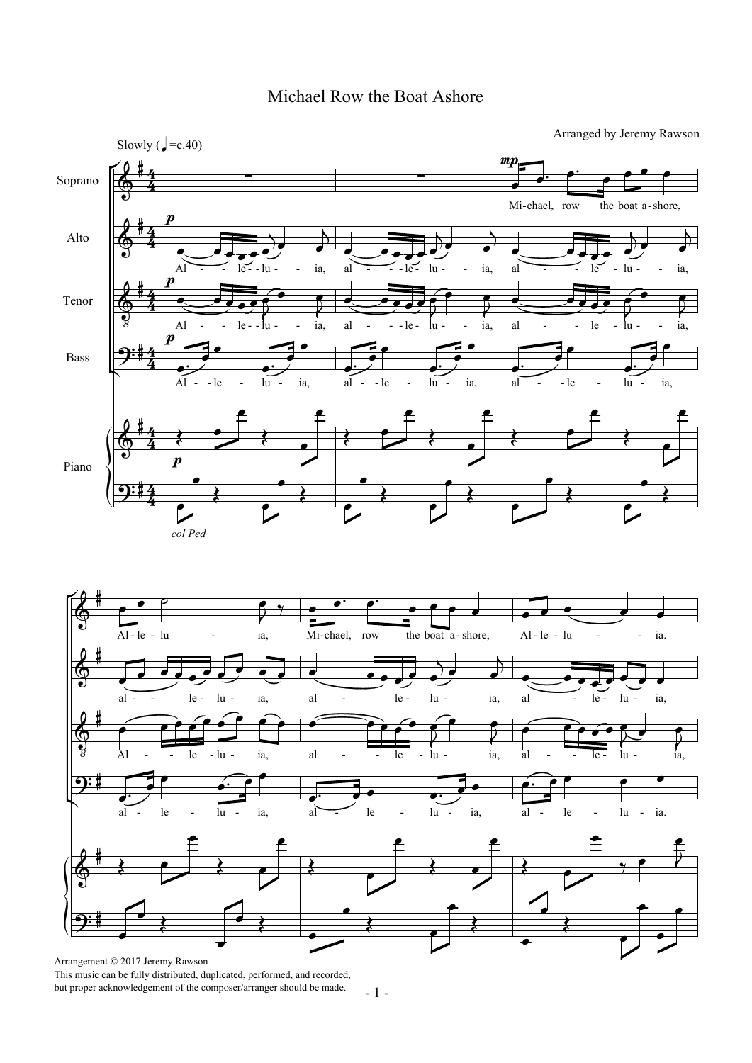# Michael Row the Boat Ashore

Arranged by Jeremy Rawson

Arrangement © 2017 Jeremy Rawson
This music can be fully distributed, duplicated, performed, and recorded, but proper acknowledgement of the composer/arranger should be made.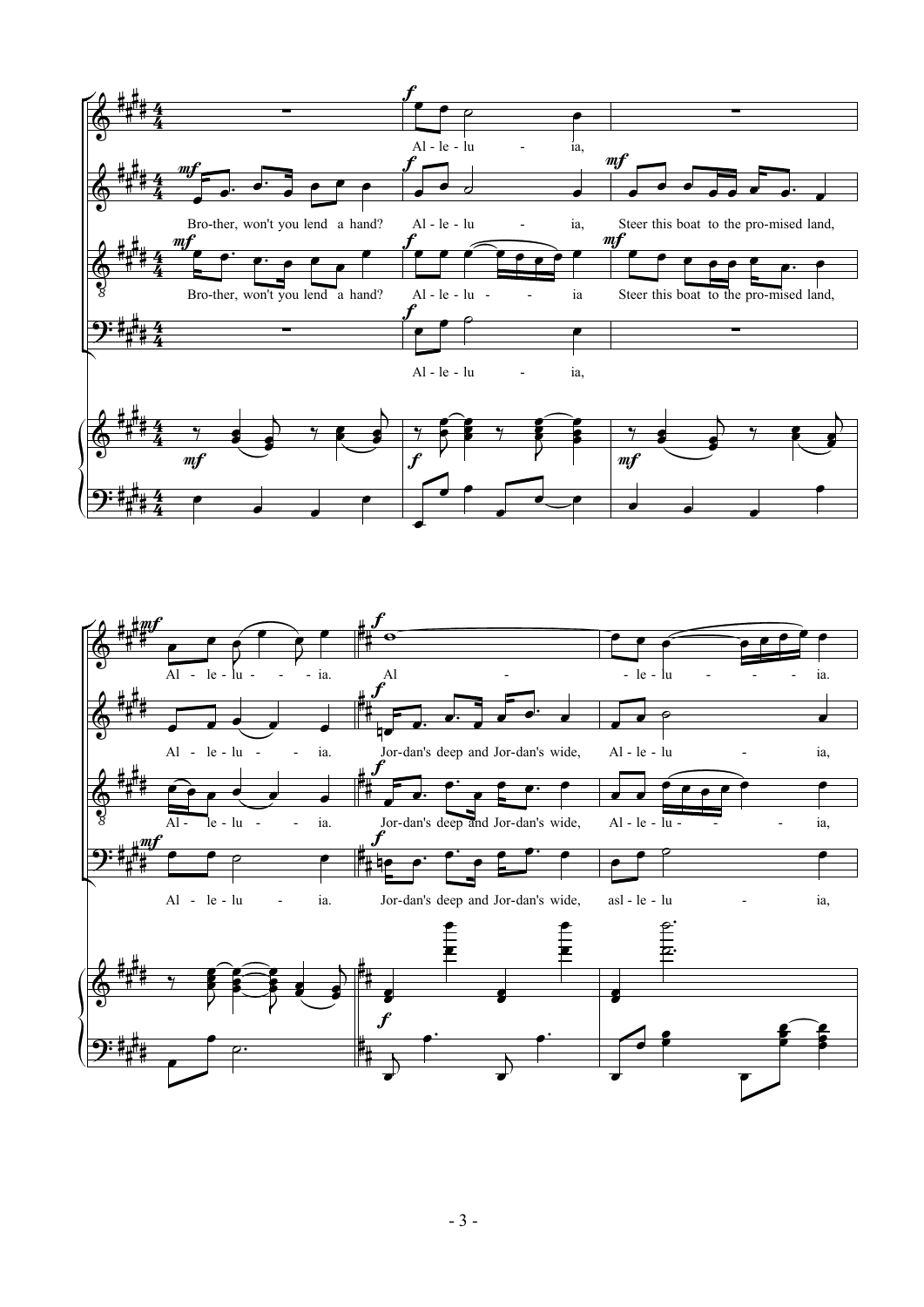Al - le - lu - ia,

Bro-ther, won't you lend a hand? Al - le - lu - ia, Steer this boat to the pro-mised land,

Bro-ther, won't you lend a hand? Al - le - lu - ia Steer this boat to the pro-mised land,

Al - le - lu - ia,

Al - le - lu - ia. Al - le - lu - ia.

Al - le - lu - ia. Jor-dan's deep and Jor-dan's wide, Al - le - lu - ia,

Al - le - lu - ia. Jor-dan's deep and Jor-dan's wide, Al - le - lu - ia,

Al - le - lu - ia. Jor-dan's deep and Jor-dan's wide, asl - le - lu - ia,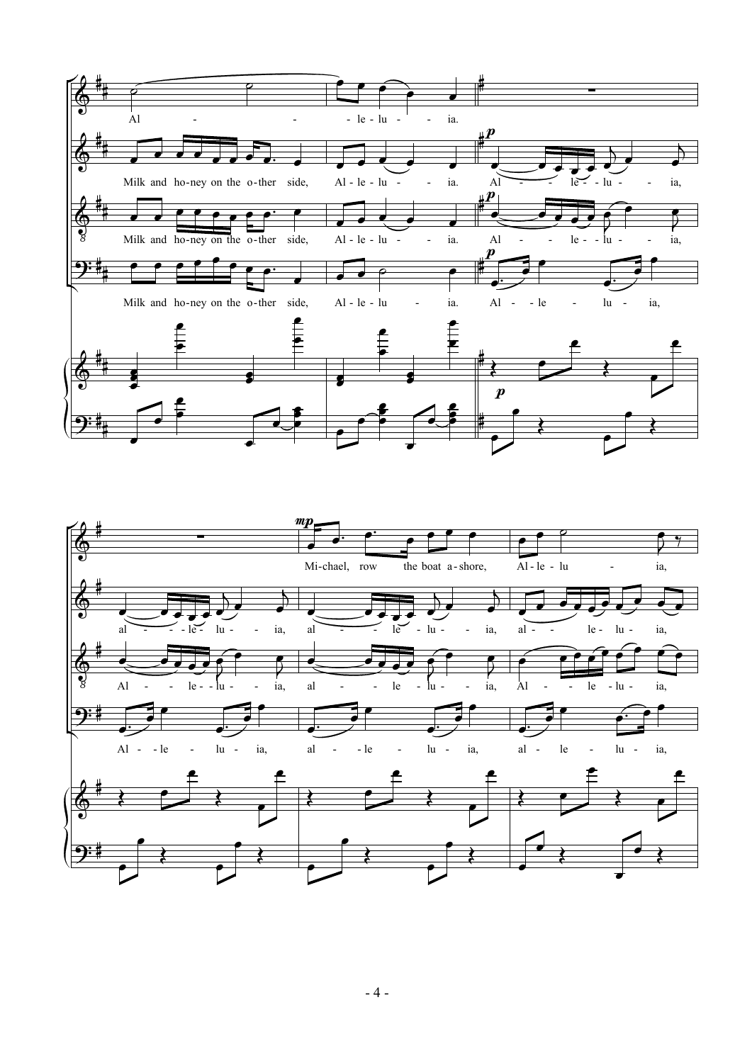Al - - le - lu - - ia.

Milk and ho-ney on the o-ther side, Al - le - lu - - ia. Al - - le - - lu - - ia,

Milk and ho-ney on the o-ther side, Al - le - lu - - ia. Al - - le - - lu - - ia,

Milk and ho-ney on the o-ther side, Al - le - lu - ia. Al - - le - lu - ia,

*mp*

Mi-chael, row the boat a-shore, Al - le - lu - ia,

al - - - le - lu - - ia, al - - - le - lu - - ia, al - - le - lu - ia,

Al - - le - - lu - - ia, al - - - le - lu - - ia, Al - - le - lu - ia,

Al - - le - lu - ia, al - - le - lu - ia, al - le - lu - ia,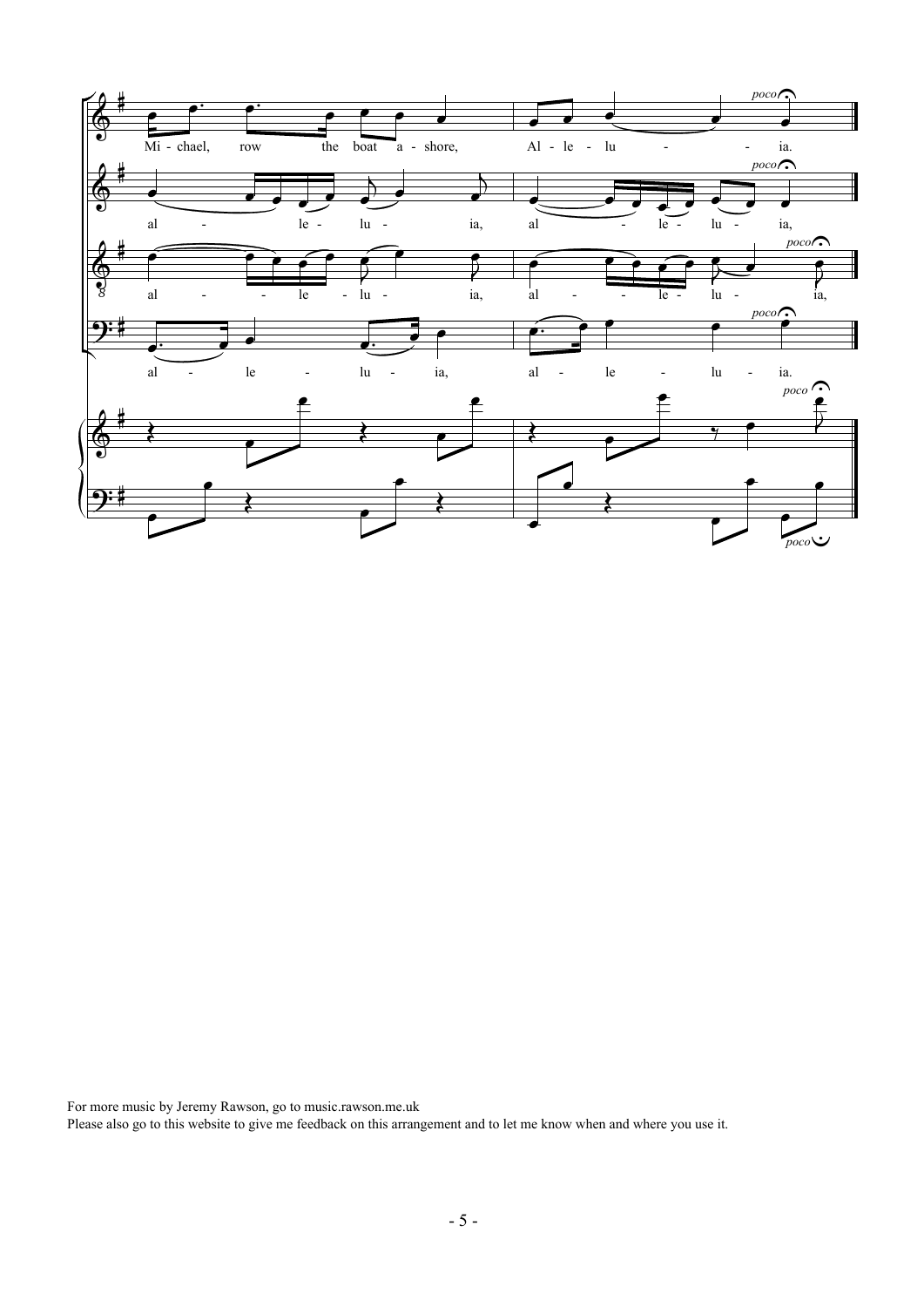For more music by Jeremy Rawson, go to music.rawson.me.uk

Please also go to this website to give me feedback on this arrangement and to let me know when and where you use it.